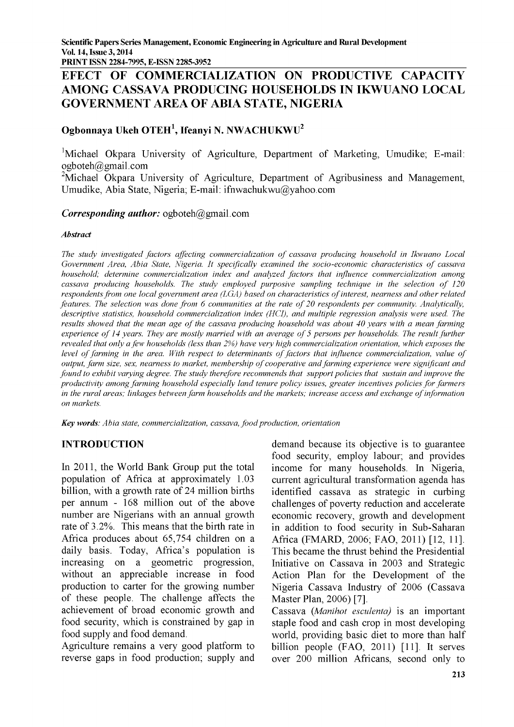# EFECT OF COMMERCIALIZATION ON PRODUCTIVE CAPACITY AMONG CASSAVA PRODUCING HOUSEHOLDS IN IKWUANO LOCAL GOVERNMENT AREA OF ABIA STATE, NIGERIA

**Ogbonnaya Ukeh OTEH[1], Ifeanyi N. NWACHUKWU[2]**

[1]Michael Okpara University of Agriculture, Department of Marketing, Umudike; E-mail: ogboteh@gmail.com

[2]Michael Okpara University of Agriculture, Department of Agribusiness and Management, Umudike, Abia State, Nigeria; E-mail: ifnwachukwu@yahoo.com

***Corresponding author:*** ogboteh@gmail.com

***Abstract***

*The study investigated factors affecting commercialization of cassava producing household in Ikwuano Local Government Area, Abia State, Nigeria. It specifically examined the socio-economic characteristics of cassava household; determine commercialization index and analyzed factors that influence commercialization among cassava producing households. The study employed purposive sampling technique in the selection of 120 respondents from one local government area (LGA) based on characteristics of interest, nearness and other related features. The selection was done from 6 communities at the rate of 20 respondents per community. Analytically, descriptive statistics, household commercialization index (HCI), and multiple regression analysis were used. The results showed that the mean age of the cassava producing household was about 40 years with a mean farming experience of 14 years. They are mostly married with an average of 5 persons per households. The result further revealed that only a few households (less than 2%) have very high commercialization orientation, which exposes the level of farming in the area. With respect to determinants of factors that influence commercialization, value of output, farm size, sex, nearness to market, membership of cooperative and farming experience were significant and found to exhibit varying degree. The study therefore recommends that support policies that sustain and improve the productivity among farming household especially land tenure policy issues, greater incentives policies for farmers in the rural areas; linkages between farm households and the markets; increase access and exchange of information on markets.*

***Key words****: Abia state, commercialization, cassava, food production, orientation*

## INTRODUCTION

In 2011, the World Bank Group put the total population of Africa at approximately 1.03 billion, with a growth rate of 24 million births per annum - 168 million out of the above number are Nigerians with an annual growth rate of 3.2%. This means that the birth rate in Africa produces about 65,754 children on a daily basis. Today, Africa's population is increasing on a geometric progression, without an appreciable increase in food production to carter for the growing number of these people. The challenge affects the achievement of broad economic growth and food security, which is constrained by gap in food supply and food demand.

Agriculture remains a very good platform to reverse gaps in food production; supply and demand because its objective is to guarantee food security, employ labour; and provides income for many households. In Nigeria, current agricultural transformation agenda has identified cassava as strategic in curbing challenges of poverty reduction and accelerate economic recovery, growth and development in addition to food security in Sub-Saharan Africa (FMARD, 2006; FAO, 2011) [12, 11]. This became the thrust behind the Presidential Initiative on Cassava in 2003 and Strategic Action Plan for the Development of the Nigeria Cassava Industry of 2006 (Cassava Master Plan, 2006) [7].

Cassava (*Manihot esculenta*) is an important staple food and cash crop in most developing world, providing basic diet to more than half billion people (FAO, 2011) [11]. It serves over 200 million Africans, second only to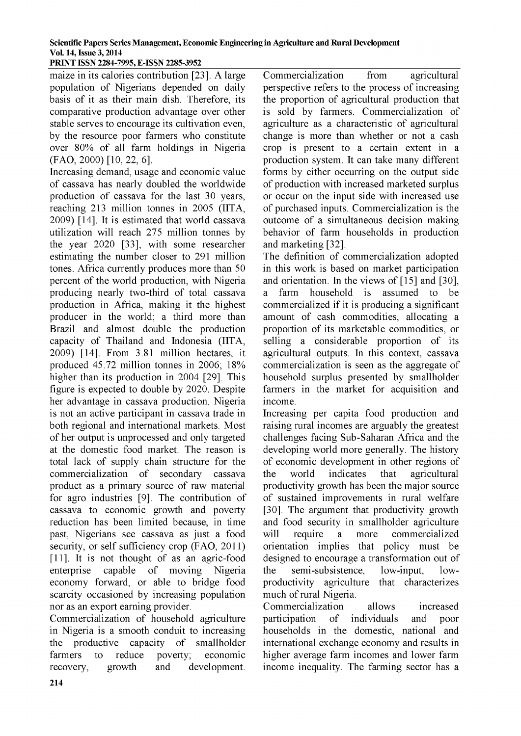maize in its calories contribution [23]. A large population of Nigerians depended on daily basis of it as their main dish. Therefore, its comparative production advantage over other stable serves to encourage its cultivation even, by the resource poor farmers who constitute over 80% of all farm holdings in Nigeria (FAO, 2000) [10, 22, 6].

Increasing demand, usage and economic value of cassava has nearly doubled the worldwide production of cassava for the last 30 years, reaching 213 million tonnes in 2005 (IITA, 2009) [14]. It is estimated that world cassava utilization will reach 275 million tonnes by the year 2020 [33], with some researcher estimating the number closer to 291 million tones. Africa currently produces more than 50 percent of the world production, with Nigeria producing nearly two-third of total cassava production in Africa, making it the highest producer in the world; a third more than Brazil and almost double the production capacity of Thailand and Indonesia (IITA, 2009) [14]. From 3.81 million hectares, it produced 45.72 million tonnes in 2006; 18% higher than its production in 2004 [29]. This figure is expected to double by 2020. Despite her advantage in cassava production, Nigeria is not an active participant in cassava trade in both regional and international markets. Most of her output is unprocessed and only targeted at the domestic food market. The reason is total lack of supply chain structure for the commercialization of secondary cassava product as a primary source of raw material for agro industries [9]. The contribution of cassava to economic growth and poverty reduction has been limited because, in time past, Nigerians see cassava as just a food security, or self sufficiency crop (FAO, 2011) [11]. It is not thought of as an agric-food enterprise capable of moving Nigeria economy forward, or able to bridge food scarcity occasioned by increasing population nor as an export earning provider.

Commercialization of household agriculture in Nigeria is a smooth conduit to increasing the productive capacity of smallholder farmers to reduce poverty; economic recovery, growth and development. Commercialization from agricultural perspective refers to the process of increasing the proportion of agricultural production that is sold by farmers. Commercialization of agriculture as a characteristic of agricultural change is more than whether or not a cash crop is present to a certain extent in a production system. It can take many different forms by either occurring on the output side of production with increased marketed surplus or occur on the input side with increased use of purchased inputs. Commercialization is the outcome of a simultaneous decision making behavior of farm households in production and marketing [32].

The definition of commercialization adopted in this work is based on market participation and orientation. In the views of [15] and [30], a farm household is assumed to be commercialized if it is producing a significant amount of cash commodities, allocating a proportion of its marketable commodities, or selling a considerable proportion of its agricultural outputs. In this context, cassava commercialization is seen as the aggregate of household surplus presented by smallholder farmers in the market for acquisition and income.

Increasing per capita food production and raising rural incomes are arguably the greatest challenges facing Sub-Saharan Africa and the developing world more generally. The history of economic development in other regions of the world indicates that agricultural productivity growth has been the major source of sustained improvements in rural welfare [30]. The argument that productivity growth and food security in smallholder agriculture will require a more commercialized orientation implies that policy must be designed to encourage a transformation out of the semi-subsistence, low-input, low-productivity agriculture that characterizes much of rural Nigeria.

Commercialization allows increased participation of individuals and poor households in the domestic, national and international exchange economy and results in higher average farm incomes and lower farm income inequality. The farming sector has a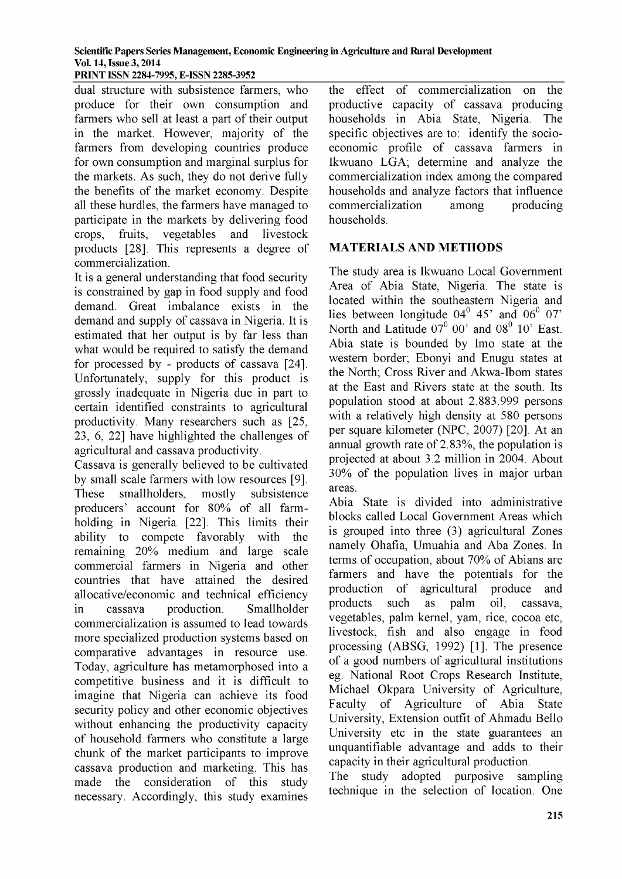dual structure with subsistence farmers, who produce for their own consumption and farmers who sell at least a part of their output in the market. However, majority of the farmers from developing countries produce for own consumption and marginal surplus for the markets. As such, they do not derive fully the benefits of the market economy. Despite all these hurdles, the farmers have managed to participate in the markets by delivering food crops, fruits, vegetables and livestock products [28]. This represents a degree of commercialization.

It is a general understanding that food security is constrained by gap in food supply and food demand. Great imbalance exists in the demand and supply of cassava in Nigeria. It is estimated that her output is by far less than what would be required to satisfy the demand for processed by - products of cassava [24]. Unfortunately, supply for this product is grossly inadequate in Nigeria due in part to certain identified constraints to agricultural productivity. Many researchers such as [25, 23, 6, 22] have highlighted the challenges of agricultural and cassava productivity.

Cassava is generally believed to be cultivated by small scale farmers with low resources [9]. These smallholders, mostly subsistence producers' account for 80% of all farm-holding in Nigeria [22]. This limits their ability to compete favorably with the remaining 20% medium and large scale commercial farmers in Nigeria and other countries that have attained the desired allocative/economic and technical efficiency in cassava production. Smallholder commercialization is assumed to lead towards more specialized production systems based on comparative advantages in resource use. Today, agriculture has metamorphosed into a competitive business and it is difficult to imagine that Nigeria can achieve its food security policy and other economic objectives without enhancing the productivity capacity of household farmers who constitute a large chunk of the market participants to improve cassava production and marketing. This has made the consideration of this study necessary. Accordingly, this study examines the effect of commercialization on the productive capacity of cassava producing households in Abia State, Nigeria. The specific objectives are to: identify the socio-economic profile of cassava farmers in Ikwuano LGA; determine and analyze the commercialization index among the compared households and analyze factors that influence commercialization among producing households.

## MATERIALS AND METHODS

The study area is Ikwuano Local Government Area of Abia State, Nigeria. The state is located within the southeastern Nigeria and lies between longitude $04^0$ 45' and $06^0$ 07' North and Latitude $07^0$ 00' and $08^0$ 10' East. Abia state is bounded by Imo state at the western border; Ebonyi and Enugu states at the North; Cross River and Akwa-Ibom states at the East and Rivers state at the south. Its population stood at about 2.883.999 persons with a relatively high density at 580 persons per square kilometer (NPC, 2007) [20]. At an annual growth rate of 2.83%, the population is projected at about 3.2 million in 2004. About 30% of the population lives in major urban areas.

Abia State is divided into administrative blocks called Local Government Areas which is grouped into three (3) agricultural Zones namely Ohafia, Umuahia and Aba Zones. In terms of occupation, about 70% of Abians are farmers and have the potentials for the production of agricultural produce and products such as palm oil, cassava, vegetables, palm kernel, yam, rice, cocoa etc, livestock, fish and also engage in food processing (ABSG, 1992) [1]. The presence of a good numbers of agricultural institutions eg. National Root Crops Research Institute, Michael Okpara University of Agriculture, Faculty of Agriculture of Abia State University, Extension outfit of Ahmadu Bello University etc in the state guarantees an unquantifiable advantage and adds to their capacity in their agricultural production.

The study adopted purposive sampling technique in the selection of location. One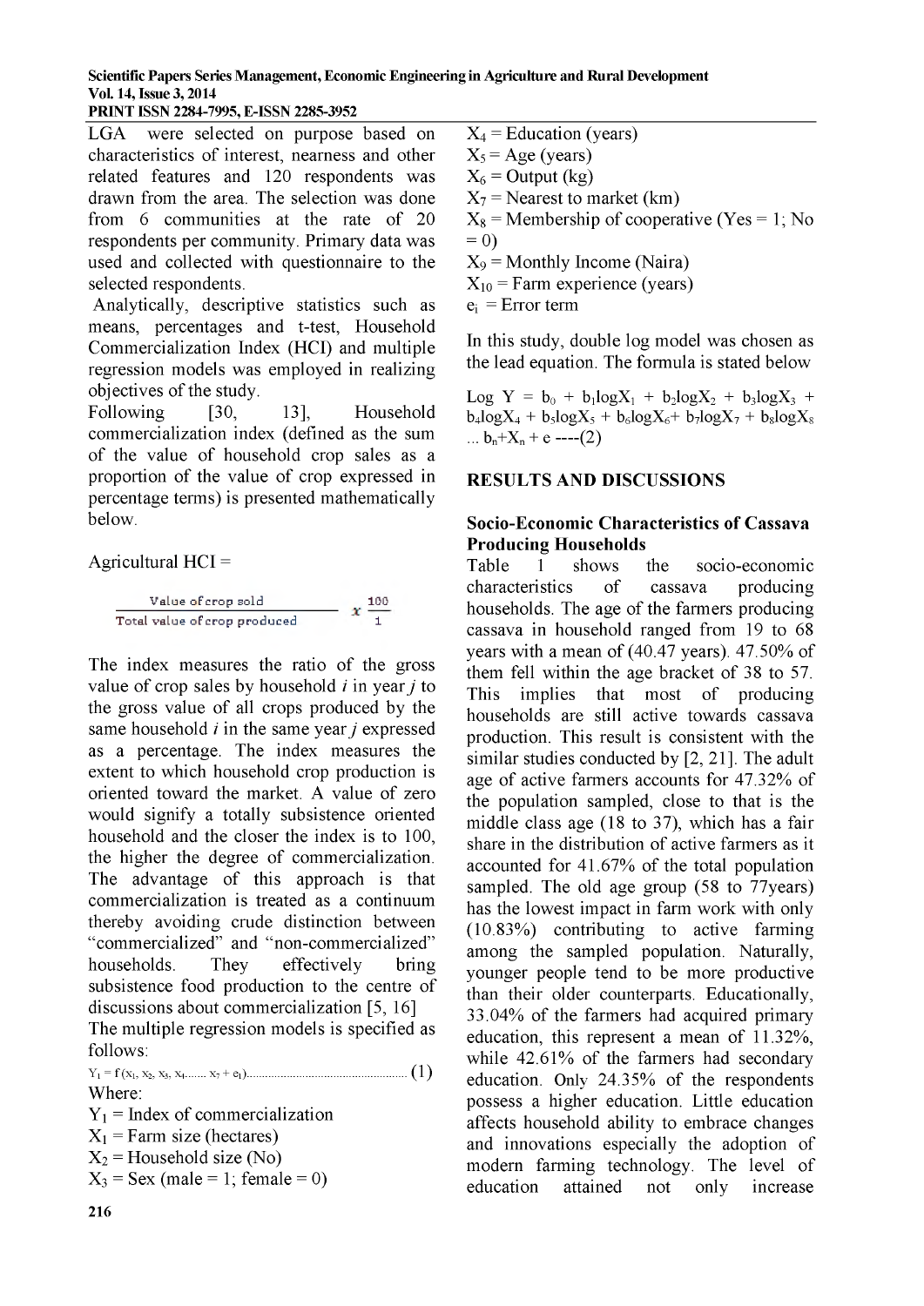LGA were selected on purpose based on characteristics of interest, nearness and other related features and 120 respondents was drawn from the area. The selection was done from 6 communities at the rate of 20 respondents per community. Primary data was used and collected with questionnaire to the selected respondents.

Analytically, descriptive statistics such as means, percentages and t-test, Household Commercialization Index (HCI) and multiple regression models was employed in realizing objectives of the study.

Following [30, 13], Household commercialization index (defined as the sum of the value of household crop sales as a proportion of the value of crop expressed in percentage terms) is presented mathematically below.

Agricultural HCI =

$$\frac{\text{Value of crop sold}}{\text{Total value of crop produced}} x \frac{100}{1}$$

The index measures the ratio of the gross value of crop sales by household *i* in year *j* to the gross value of all crops produced by the same household *i* in the same year *j* expressed as a percentage. The index measures the extent to which household crop production is oriented toward the market. A value of zero would signify a totally subsistence oriented household and the closer the index is to 100, the higher the degree of commercialization. The advantage of this approach is that commercialization is treated as a continuum thereby avoiding crude distinction between "commercialized" and "non-commercialized" households. They effectively bring subsistence food production to the centre of discussions about commercialization [5, 16]

The multiple regression models is specified as follows:

$Y_1 = f(x_1, x_2, x_3, x_4 \ldots\ldots x_7 + e_1)$..................................................... (1)

Where:

$Y_1$ = Index of commercialization

$X_1$ = Farm size (hectares)

$X_2$ = Household size (No)

$X_3$ = Sex (male = 1; female = 0)

$X_4$ = Education (years)

$X_5$ = Age (years)

$X_6$ = Output (kg)

$X_7$ = Nearest to market (km)

$X_8$ = Membership of cooperative (Yes = 1; No = 0)

$X_9$ = Monthly Income (Naira)

$X_{10}$ = Farm experience (years)

$e_i$ = Error term

In this study, double log model was chosen as the lead equation. The formula is stated below

$\text{Log } Y = b_0 + b_1\log X_1 + b_2\log X_2 + b_3\log X_3 + b_4\log X_4 + b_5\log X_5 + b_6\log X_6 + b_7\log X_7 + b_8\log X_8 \ldots b_n + X_n + e$ ----(2)

## RESULTS AND DISCUSSIONS

### Socio-Economic Characteristics of Cassava Producing Households

Table 1 shows the socio-economic characteristics of cassava producing households. The age of the farmers producing cassava in household ranged from 19 to 68 years with a mean of (40.47 years). 47.50% of them fell within the age bracket of 38 to 57. This implies that most of producing households are still active towards cassava production. This result is consistent with the similar studies conducted by [2, 21]. The adult age of active farmers accounts for 47.32% of the population sampled, close to that is the middle class age (18 to 37), which has a fair share in the distribution of active farmers as it accounted for 41.67% of the total population sampled. The old age group (58 to 77years) has the lowest impact in farm work with only (10.83%) contributing to active farming among the sampled population. Naturally, younger people tend to be more productive than their older counterparts. Educationally, 33.04% of the farmers had acquired primary education, this represent a mean of 11.32%, while 42.61% of the farmers had secondary education. Only 24.35% of the respondents possess a higher education. Little education affects household ability to embrace changes and innovations especially the adoption of modern farming technology. The level of education attained not only increase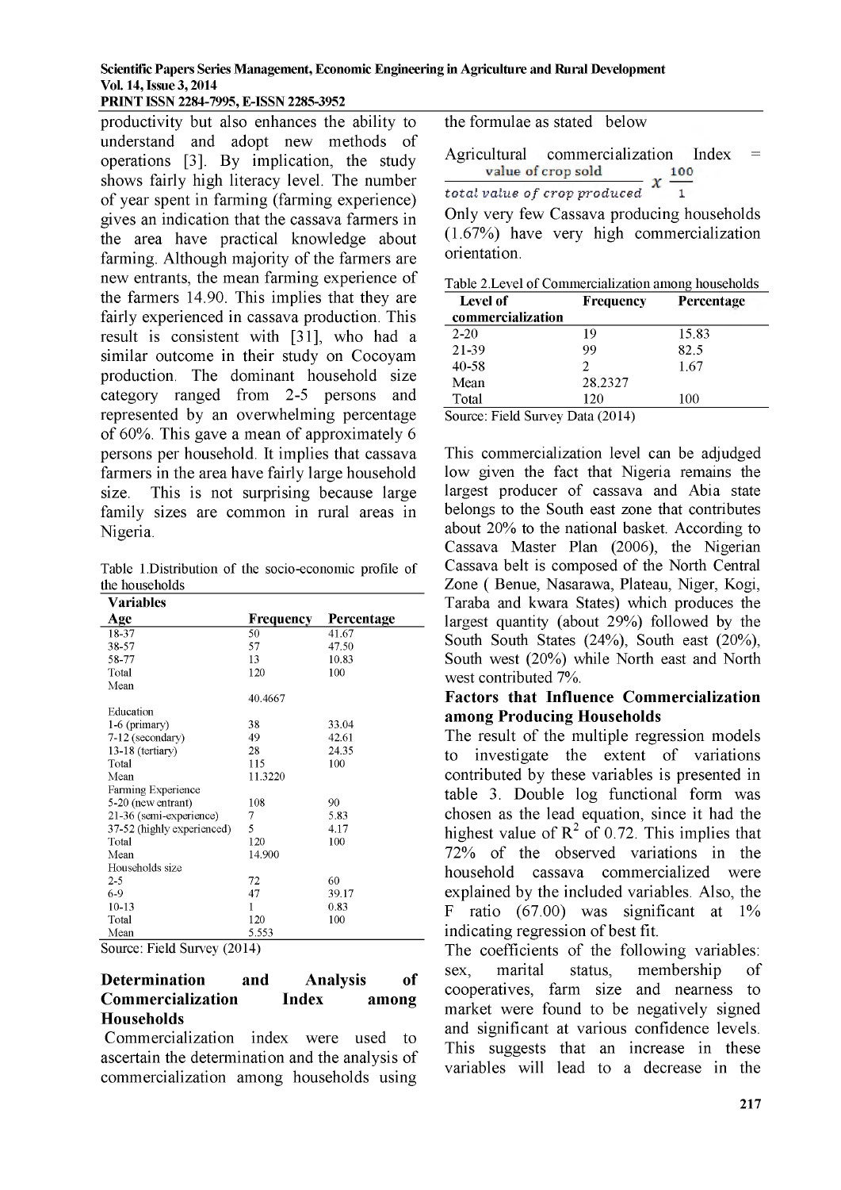productivity but also enhances the ability to understand and adopt new methods of operations [3]. By implication, the study shows fairly high literacy level. The number of year spent in farming (farming experience) gives an indication that the cassava farmers in the area have practical knowledge about farming. Although majority of the farmers are new entrants, the mean farming experience of the farmers 14.90. This implies that they are fairly experienced in cassava production. This result is consistent with [31], who had a similar outcome in their study on Cocoyam production. The dominant household size category ranged from 2-5 persons and represented by an overwhelming percentage of 60%. This gave a mean of approximately 6 persons per household. It implies that cassava farmers in the area have fairly large household size. This is not surprising because large family sizes are common in rural areas in Nigeria.

Table 1.Distribution of the socio-economic profile of the households

| Variables | | |
|---|---|---|
| **Age** | **Frequency** | **Percentage** |
| 18-37 | 50 | 41.67 |
| 38-57 | 57 | 47.50 |
| 58-77 | 13 | 10.83 |
| Total | 120 | 100 |
| Mean | 40.4667 | |
| Education | | |
| 1-6 (primary) | 38 | 33.04 |
| 7-12 (secondary) | 49 | 42.61 |
| 13-18 (tertiary) | 28 | 24.35 |
| Total | 115 | 100 |
| Mean | 11.3220 | |
| Farming Experience | | |
| 5-20 (new entrant) | 108 | 90 |
| 21-36 (semi-experience) | 7 | 5.83 |
| 37-52 (highly experienced) | 5 | 4.17 |
| Total | 120 | 100 |
| Mean | 14.900 | |
| Households size | | |
| 2-5 | 72 | 60 |
| 6-9 | 47 | 39.17 |
| 10-13 | 1 | 0.83 |
| Total | 120 | 100 |
| Mean | 5.553 | |

Source: Field Survey (2014)

### Determination and Analysis of Commercialization Index among Households

Commercialization index were used to ascertain the determination and the analysis of commercialization among households using the formulae as stated below

$$\text{Agricultural commercialization Index} = \frac{\text{value of crop sold}}{\textit{total value of crop produced}} \times \frac{100}{1}$$

Only very few Cassava producing households (1.67%) have very high commercialization orientation.

Table 2.Level of Commercialization among households

| Level of commercialization | Frequency | Percentage |
|---|---|---|
| 2-20 | 19 | 15.83 |
| 21-39 | 99 | 82.5 |
| 40-58 | 2 | 1.67 |
| Mean | 28.2327 | |
| Total | 120 | 100 |

Source: Field Survey Data (2014)

This commercialization level can be adjudged low given the fact that Nigeria remains the largest producer of cassava and Abia state belongs to the South east zone that contributes about 20% to the national basket. According to Cassava Master Plan (2006), the Nigerian Cassava belt is composed of the North Central Zone ( Benue, Nasarawa, Plateau, Niger, Kogi, Taraba and kwara States) which produces the largest quantity (about 29%) followed by the South South States (24%), South east (20%), South west (20%) while North east and North west contributed 7%.

### Factors that Influence Commercialization among Producing Households

The result of the multiple regression models to investigate the extent of variations contributed by these variables is presented in table 3. Double log functional form was chosen as the lead equation, since it had the highest value of $R^2$ of 0.72. This implies that 72% of the observed variations in the household cassava commercialized were explained by the included variables. Also, the F ratio (67.00) was significant at 1% indicating regression of best fit.

The coefficients of the following variables: sex, marital status, membership of cooperatives, farm size and nearness to market were found to be negatively signed and significant at various confidence levels. This suggests that an increase in these variables will lead to a decrease in the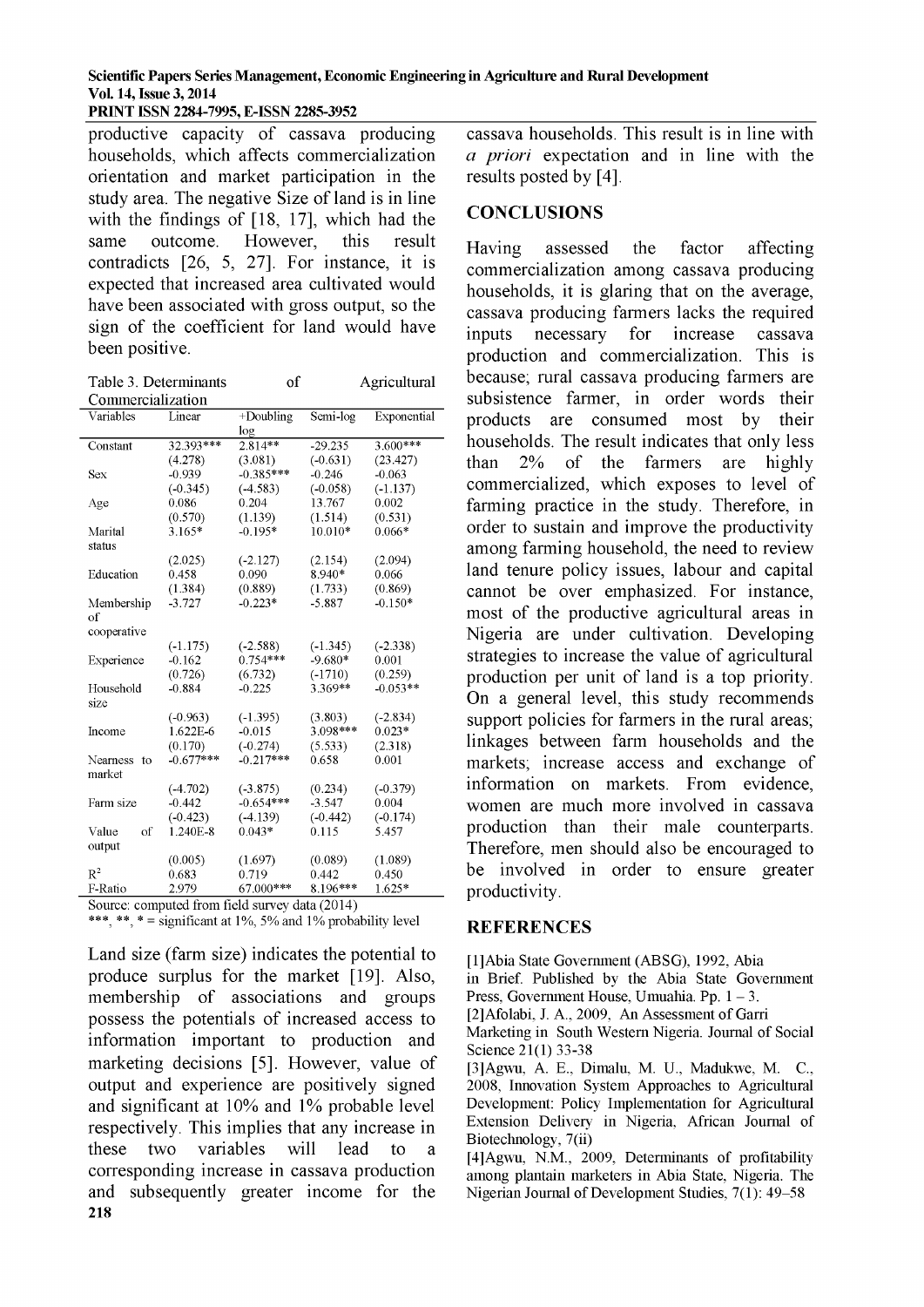productive capacity of cassava producing households, which affects commercialization orientation and market participation in the study area. The negative Size of land is in line with the findings of [18, 17], which had the same outcome. However, this result contradicts [26, 5, 27]. For instance, it is expected that increased area cultivated would have been associated with gross output, so the sign of the coefficient for land would have been positive.

Table 3. Determinants of Agricultural Commercialization

| Variables | Linear | +Doubling log | Semi-log | Exponential |
|---|---|---|---|---|
| Constant | 32.393*** | 2.814** | -29.235 | 3.600*** |
| | (4.278) | (3.081) | (-0.631) | (23.427) |
| Sex | -0.939 | -0.385*** | -0.246 | -0.063 |
| | (-0.345) | (-4.583) | (-0.058) | (-1.137) |
| Age | 0.086 | 0.204 | 13.767 | 0.002 |
| | (0.570) | (1.139) | (1.514) | (0.531) |
| Marital status | 3.165* | -0.195* | 10.010* | 0.066* |
| | (2.025) | (-2.127) | (2.154) | (2.094) |
| Education | 0.458 | 0.090 | 8.940* | 0.066 |
| | (1.384) | (0.889) | (1.733) | (0.869) |
| Membership of cooperative | -3.727 | -0.223* | -5.887 | -0.150* |
| | (-1.175) | (-2.588) | (-1.345) | (-2.338) |
| Experience | -0.162 | 0.754*** | -9.680* | 0.001 |
| | (0.726) | (6.732) | (-1710) | (0.259) |
| Household size | -0.884 | -0.225 | 3.369** | -0.053** |
| | (-0.963) | (-1.395) | (3.803) | (-2.834) |
| Income | 1.622E-6 | -0.015 | 3.098*** | 0.023* |
| | (0.170) | (-0.274) | (5.533) | (2.318) |
| Nearness to market | -0.677*** | -0.217*** | 0.658 | 0.001 |
| | (-4.702) | (-3.875) | (0.234) | (-0.379) |
| Farm size | -0.442 | -0.654*** | -3.547 | 0.004 |
| | (-0.423) | (-4.139) | (-0.442) | (-0.174) |
| Value of output | 1.240E-8 | 0.043* | 0.115 | 5.457 |
| | (0.005) | (1.697) | (0.089) | (1.089) |
| $R^2$ | 0.683 | 0.719 | 0.442 | 0.450 |
| F-Ratio | 2.979 | 67.000*** | 8.196*** | 1.625* |

Source: computed from field survey data (2014)

***, **, * = significant at 1%, 5% and 1% probability level

Land size (farm size) indicates the potential to produce surplus for the market [19]. Also, membership of associations and groups possess the potentials of increased access to information important to production and marketing decisions [5]. However, value of output and experience are positively signed and significant at 10% and 1% probable level respectively. This implies that any increase in these two variables will lead to a corresponding increase in cassava production and subsequently greater income for the cassava households. This result is in line with *a priori* expectation and in line with the results posted by [4].

## CONCLUSIONS

Having assessed the factor affecting commercialization among cassava producing households, it is glaring that on the average, cassava producing farmers lacks the required inputs necessary for increase cassava production and commercialization. This is because; rural cassava producing farmers are subsistence farmer, in order words their products are consumed most by their households. The result indicates that only less than 2% of the farmers are highly commercialized, which exposes to level of farming practice in the study. Therefore, in order to sustain and improve the productivity among farming household, the need to review land tenure policy issues, labour and capital cannot be over emphasized. For instance, most of the productive agricultural areas in Nigeria are under cultivation. Developing strategies to increase the value of agricultural production per unit of land is a top priority. On a general level, this study recommends support policies for farmers in the rural areas; linkages between farm households and the markets; increase access and exchange of information on markets. From evidence, women are much more involved in cassava production than their male counterparts. Therefore, men should also be encouraged to be involved in order to ensure greater productivity.

## REFERENCES

[1]Abia State Government (ABSG), 1992, Abia in Brief. Published by the Abia State Government Press, Government House, Umuahia. Pp. 1 – 3.

[2]Afolabi, J. A., 2009, An Assessment of Garri Marketing in South Western Nigeria. Journal of Social Science 21(1) 33-38

[3]Agwu, A. E., Dimalu, M. U., Madukwe, M. C., 2008, Innovation System Approaches to Agricultural Development: Policy Implementation for Agricultural Extension Delivery in Nigeria, African Journal of Biotechnology, 7(ii)

[4]Agwu, N.M., 2009, Determinants of profitability among plantain marketers in Abia State, Nigeria. The Nigerian Journal of Development Studies, 7(1): 49–58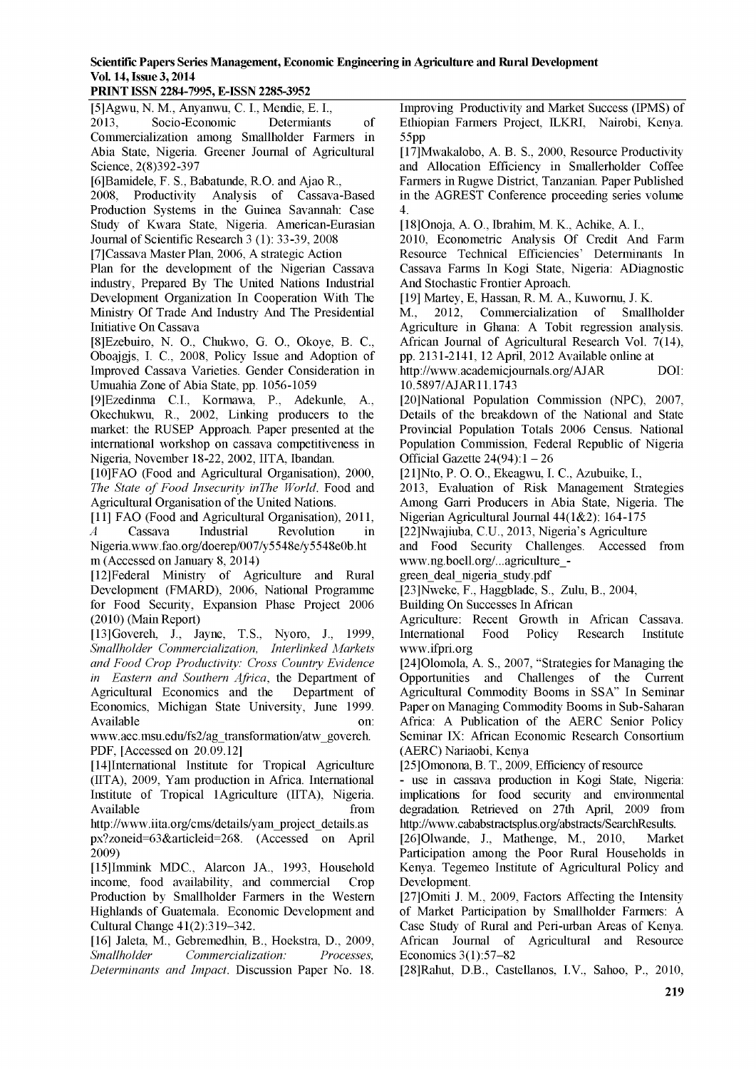[5]Agwu, N. M., Anyanwu, C. I., Mendie, E. I., 2013, Socio-Economic Determiants of Commercialization among Smallholder Farmers in Abia State, Nigeria. Greener Journal of Agricultural Science, 2(8)392-397

[6]Bamidele, F. S., Babatunde, R.O. and Ajao R., 2008, Productivity Analysis of Cassava-Based Production Systems in the Guinea Savannah: Case Study of Kwara State, Nigeria. American-Eurasian Journal of Scientific Research 3 (1): 33-39, 2008

[7]Cassava Master Plan, 2006, A strategic Action Plan for the development of the Nigerian Cassava industry, Prepared By The United Nations Industrial Development Organization In Cooperation With The Ministry Of Trade And Industry And The Presidential Initiative On Cassava

[8]Ezebuiro, N. O., Chukwo, G. O., Okoye, B. C., Oboajgjs, I. C., 2008, Policy Issue and Adoption of Improved Cassava Varieties. Gender Consideration in Umuahia Zone of Abia State, pp. 1056-1059

[9]Ezedinma C.I., Kormawa, P., Adekunle, A., Okechukwu, R., 2002, Linking producers to the market: the RUSEP Approach. Paper presented at the international workshop on cassava competitiveness in Nigeria, November 18-22, 2002, IITA, Ibandan.

[10]FAO (Food and Agricultural Organisation), 2000, *The State of Food Insecurity inThe World*. Food and Agricultural Organisation of the United Nations.

[11] FAO (Food and Agricultural Organisation), 2011, *A Cassava Industrial Revolution in Nigeria*.www.fao.org/doerep/007/y5548e/y5548e0b.htm (Accessed on January 8, 2014)

[12]Federal Ministry of Agriculture and Rural Development (FMARD), 2006, National Programme for Food Security, Expansion Phase Project 2006 (2010) (Main Report)

[13]Govereh, J., Jayne, T.S., Nyoro, J., 1999, *Smallholder Commercialization, Interlinked Markets and Food Crop Productivity: Cross Country Evidence in Eastern and Southern Africa*, the Department of Agricultural Economics and the Department of Economics, Michigan State University, June 1999. Available on: www.aec.msu.edu/fs2/ag_transformation/atw_govereh.PDF, [Accessed on 20.09.12]

[14]International Institute for Tropical Agriculture (IITA), 2009, Yam production in Africa. International Institute of Tropical 1Agriculture (IITA), Nigeria. Available from http://www.iita.org/cms/details/yam_project_details.aspx?zoneid=63&articleid=268. (Accessed on April 2009)

[15]Immink MDC., Alarcon JA., 1993, Household income, food availability, and commercial Crop Production by Smallholder Farmers in the Western Highlands of Guatemala. Economic Development and Cultural Change 41(2):319–342.

[16] Jaleta, M., Gebremedhin, B., Hoekstra, D., 2009, *Smallholder Commercialization: Processes, Determinants and Impact*. Discussion Paper No. 18. Improving Productivity and Market Success (IPMS) of Ethiopian Farmers Project, ILKRI, Nairobi, Kenya. 55pp

[17]Mwakalobo, A. B. S., 2000, Resource Productivity and Allocation Efficiency in Smallerholder Coffee Farmers in Rugwe District, Tanzanian. Paper Published in the AGREST Conference proceeding series volume 4.

[18]Onoja, A. O., Ibrahim, M. K., Achike, A. I., 2010, Econometric Analysis Of Credit And Farm Resource Technical Efficiencies' Determinants In Cassava Farms In Kogi State, Nigeria: ADiagnostic And Stochastic Frontier Aproach.

[19] Martey, E, Hassan, R. M. A., Kuwornu, J. K. M., 2012, Commercialization of Smallholder Agriculture in Ghana: A Tobit regression analysis. African Journal of Agricultural Research Vol. 7(14), pp. 2131-2141, 12 April, 2012 Available online at http://www.academicjournals.org/AJAR DOI: 10.5897/AJAR11.1743

[20]National Population Commission (NPC), 2007, Details of the breakdown of the National and State Provincial Population Totals 2006 Census. National Population Commission, Federal Republic of Nigeria Official Gazette 24(94):1 – 26

[21]Nto, P. O. O., Ekeagwu, I. C., Azubuike, I., 2013, Evaluation of Risk Management Strategies Among Garri Producers in Abia State, Nigeria. The Nigerian Agricultural Journal 44(1&2): 164-175

[22]Nwajiuba, C.U., 2013, Nigeria's Agriculture and Food Security Challenges. Accessed from www.ng.boell.org/...agriculture_-green_deal_nigeria_study.pdf

[23]Nweke, F., Haggblade, S., Zulu, B., 2004, Building On Successes In African Agriculture: Recent Growth in African Cassava. International Food Policy Research Institute www.ifpri.org

[24]Olomola, A. S., 2007, "Strategies for Managing the Opportunities and Challenges of the Current Agricultural Commodity Booms in SSA" In Seminar Paper on Managing Commodity Booms in Sub-Saharan Africa: A Publication of the AERC Senior Policy Seminar IX: African Economic Research Consortium (AERC) Nariaobi, Kenya

[25]Omonona, B. T., 2009, Efficiency of resource - use in cassava production in Kogi State, Nigeria: implications for food security and environmental degradation. Retrieved on 27th April, 2009 from http://www.cababstractsplus.org/abstracts/SearchResults.

[26]Olwande, J., Mathenge, M., 2010, Market Participation among the Poor Rural Households in Kenya. Tegemeo Institute of Agricultural Policy and Development.

[27]Omiti J. M., 2009, Factors Affecting the Intensity of Market Participation by Smallholder Farmers: A Case Study of Rural and Peri-urban Areas of Kenya. African Journal of Agricultural and Resource Economics 3(1):57–82

[28]Rahut, D.B., Castellanos, I.V., Sahoo, P., 2010,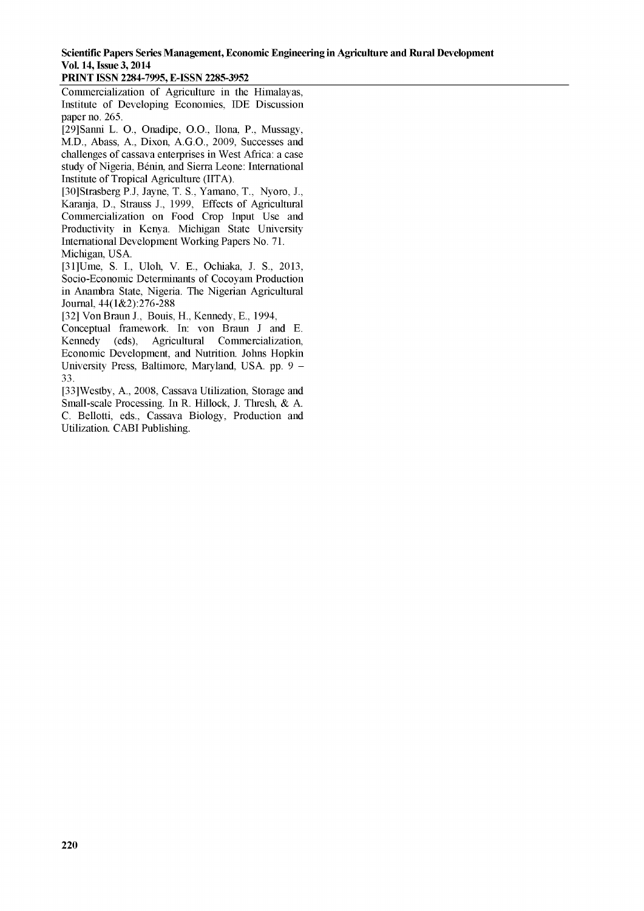Commercialization of Agriculture in the Himalayas, Institute of Developing Economies, IDE Discussion paper no. 265.

[29]Sanni L. O., Onadipe, O.O., Ilona, P., Mussagy, M.D., Abass, A., Dixon, A.G.O., 2009, Successes and challenges of cassava enterprises in West Africa: a case study of Nigeria, Bénin, and Sierra Leone: International Institute of Tropical Agriculture (IITA).

[30]Strasberg P.J, Jayne, T. S., Yamano, T., Nyoro, J., Karanja, D., Strauss J., 1999, Effects of Agricultural Commercialization on Food Crop Input Use and Productivity in Kenya. Michigan State University International Development Working Papers No. 71. Michigan, USA.

[31]Ume, S. I., Uloh, V. E., Ochiaka, J. S., 2013, Socio-Economic Determinants of Cocoyam Production in Anambra State, Nigeria. The Nigerian Agricultural Journal, 44(1&2):276-288

[32] Von Braun J., Bouis, H., Kennedy, E., 1994, Conceptual framework. In: von Braun J and E. Kennedy (eds), Agricultural Commercialization, Economic Development, and Nutrition. Johns Hopkin University Press, Baltimore, Maryland, USA. pp. 9 – 33.

[33]Westby, A., 2008, Cassava Utilization, Storage and Small-scale Processing. In R. Hillock, J. Thresh, & A. C. Bellotti, eds., Cassava Biology, Production and Utilization. CABI Publishing.